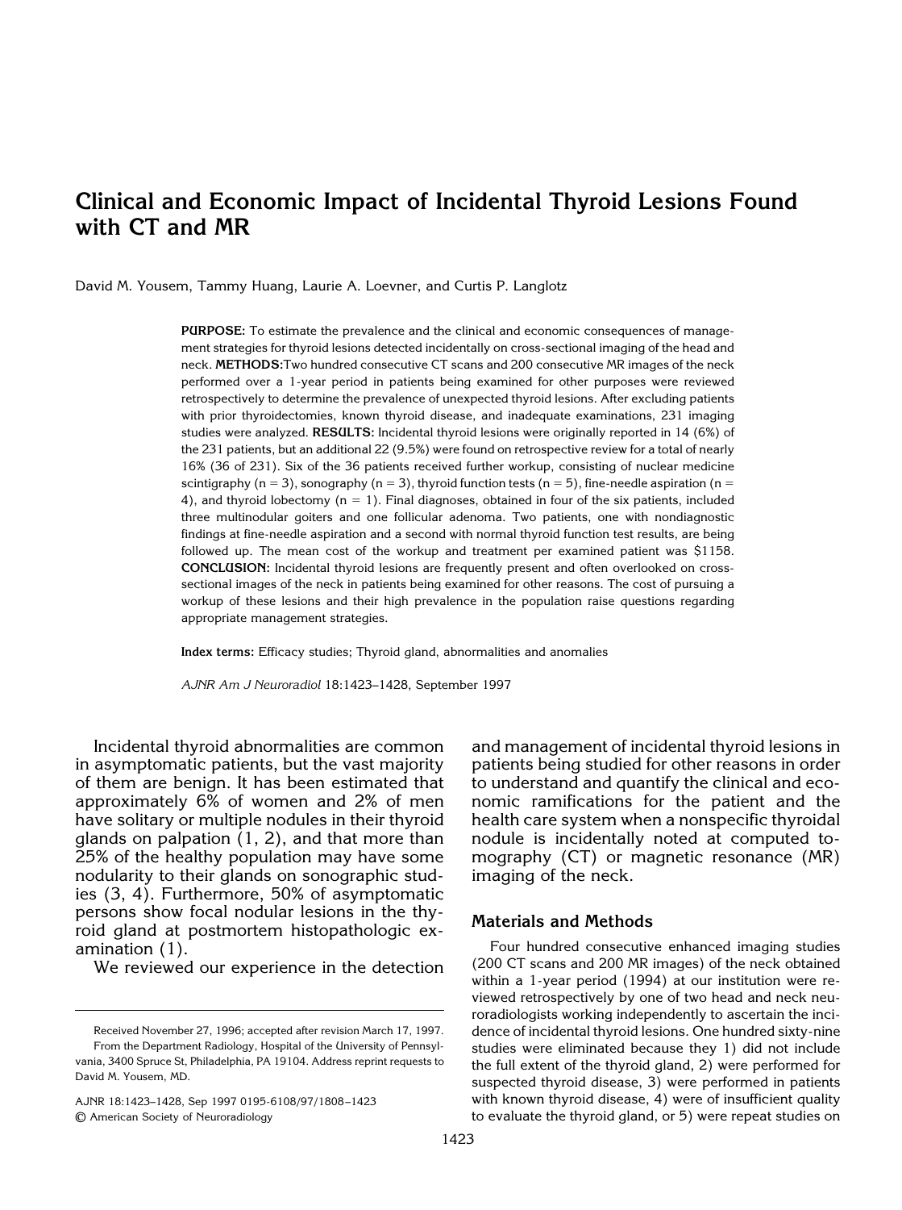# Clinical and Economic Impact of Incidental Thyroid Lesions Found with CT and MR

David M. Yousem, Tammy Huang, Laurie A. Loevner, and Curtis P. Langlotz

**PURPOSE:** To estimate the prevalence and the clinical and economic consequences of management strategies for thyroid lesions detected incidentally on cross-sectional imaging of the head and neck. **METHODS:** Two hundred consecutive CT scans and 200 consecutive MR images of the neck performed over a 1-year period in patients being examined for other purposes were reviewed retrospectively to determine the prevalence of unexpected thyroid lesions. After excluding patients with prior thyroidectomies, known thyroid disease, and inadequate examinations, 231 imaging studies were analyzed. **RESULTS:** Incidental thyroid lesions were originally reported in 14 (6%) of the 231 patients, but an additional 22 (9.5%) were found on retrospective review for a total of nearly 16% (36 of 231). Six of the 36 patients received further workup, consisting of nuclear medicine scintigraphy (n = 3), sonography (n = 3), thyroid function tests (n = 5), fine-needle aspiration (n = 4), and thyroid lobectomy (n = 1). Final diagnoses, obtained in four of the six patients, included three multinodular goiters and one follicular adenoma. Two patients, one with nondiagnostic findings at fine-needle aspiration and a second with normal thyroid function test results, are being followed up. The mean cost of the workup and treatment per examined patient was $1158. **CONCLUSION:** Incidental thyroid lesions are frequently present and often overlooked on cross-sectional images of the neck in patients being examined for other reasons. The cost of pursuing a workup of these lesions and their high prevalence in the population raise questions regarding appropriate management strategies.

**Index terms:** Efficacy studies; Thyroid gland, abnormalities and anomalies

*AJNR Am J Neuroradiol* 18:1423–1428, September 1997

Incidental thyroid abnormalities are common in asymptomatic patients, but the vast majority of them are benign. It has been estimated that approximately 6% of women and 2% of men have solitary or multiple nodules in their thyroid glands on palpation (1, 2), and that more than 25% of the healthy population may have some nodularity to their glands on sonographic studies (3, 4). Furthermore, 50% of asymptomatic persons show focal nodular lesions in the thyroid gland at postmortem histopathologic examination (1).

We reviewed our experience in the detection and management of incidental thyroid lesions in patients being studied for other reasons in order to understand and quantify the clinical and economic ramifications for the patient and the health care system when a nonspecific thyroidal nodule is incidentally noted at computed tomography (CT) or magnetic resonance (MR) imaging of the neck.

## Materials and Methods

Four hundred consecutive enhanced imaging studies (200 CT scans and 200 MR images) of the neck obtained within a 1-year period (1994) at our institution were reviewed retrospectively by one of two head and neck neuroradiologists working independently to ascertain the incidence of incidental thyroid lesions. One hundred sixty-nine studies were eliminated because they 1) did not include the full extent of the thyroid gland, 2) were performed for suspected thyroid disease, 3) were performed in patients with known thyroid disease, 4) were of insufficient quality to evaluate the thyroid gland, or 5) were repeat studies on

Received November 27, 1996; accepted after revision March 17, 1997.

From the Department Radiology, Hospital of the University of Pennsylvania, 3400 Spruce St, Philadelphia, PA 19104. Address reprint requests to David M. Yousem, MD.

AJNR 18:1423–1428, Sep 1997 0195-6108/97/1808–1423
© American Society of Neuroradiology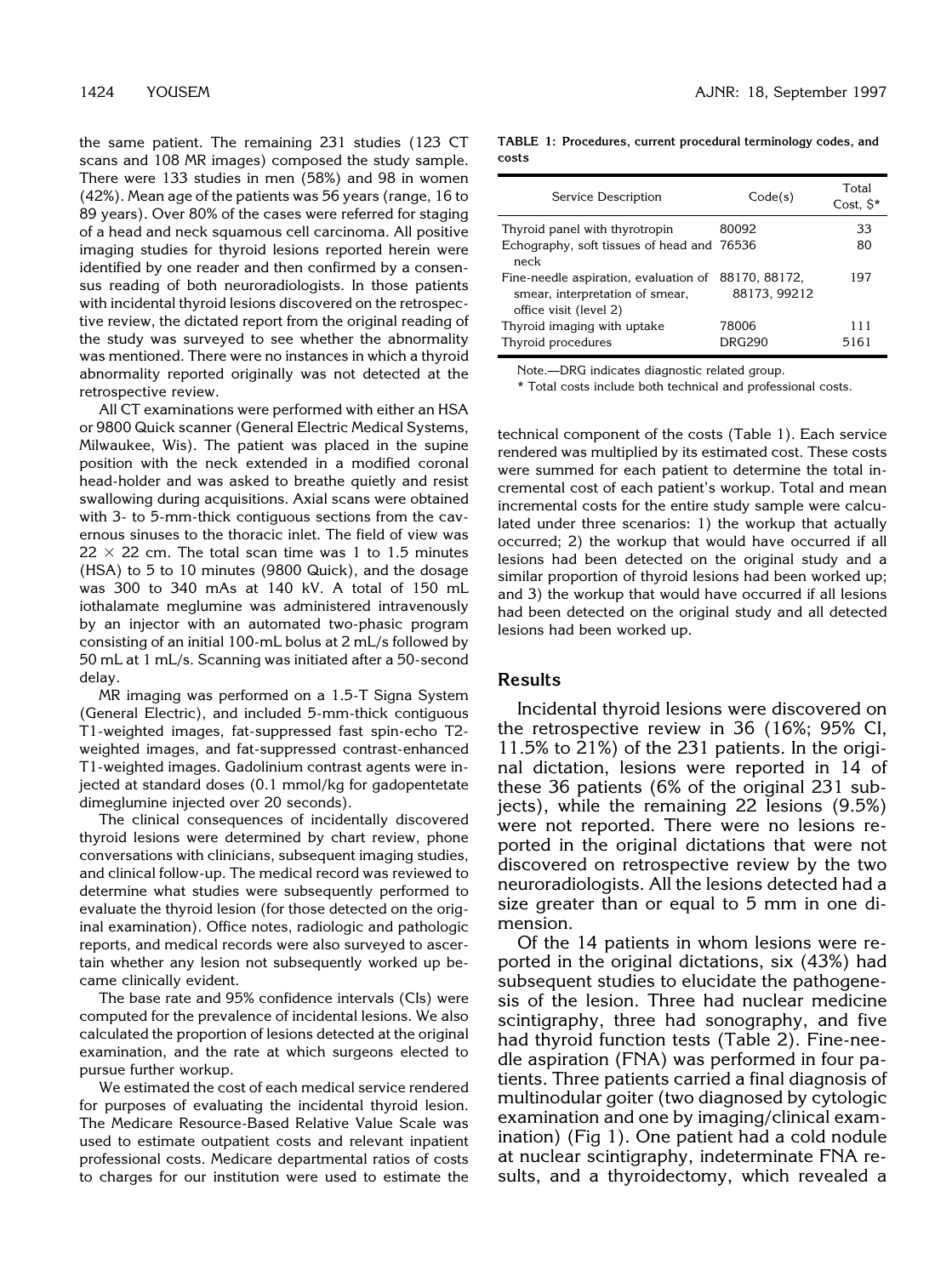the same patient. The remaining 231 studies (123 CT scans and 108 MR images) composed the study sample. There were 133 studies in men (58%) and 98 in women (42%). Mean age of the patients was 56 years (range, 16 to 89 years). Over 80% of the cases were referred for staging of a head and neck squamous cell carcinoma. All positive imaging studies for thyroid lesions reported herein were identified by one reader and then confirmed by a consensus reading of both neuroradiologists. In those patients with incidental thyroid lesions discovered on the retrospective review, the dictated report from the original reading of the study was surveyed to see whether the abnormality was mentioned. There were no instances in which a thyroid abnormality reported originally was not detected at the retrospective review.

All CT examinations were performed with either an HSA or 9800 Quick scanner (General Electric Medical Systems, Milwaukee, Wis). The patient was placed in the supine position with the neck extended in a modified coronal head-holder and was asked to breathe quietly and resist swallowing during acquisitions. Axial scans were obtained with 3- to 5-mm-thick contiguous sections from the cavernous sinuses to the thoracic inlet. The field of view was 22 × 22 cm. The total scan time was 1 to 1.5 minutes (HSA) to 5 to 10 minutes (9800 Quick), and the dosage was 300 to 340 mAs at 140 kV. A total of 150 mL iothalamate meglumine was administered intravenously by an injector with an automated two-phasic program consisting of an initial 100-mL bolus at 2 mL/s followed by 50 mL at 1 mL/s. Scanning was initiated after a 50-second delay.

MR imaging was performed on a 1.5-T Signa System (General Electric), and included 5-mm-thick contiguous T1-weighted images, fat-suppressed fast spin-echo T2-weighted images, and fat-suppressed contrast-enhanced T1-weighted images. Gadolinium contrast agents were injected at standard doses (0.1 mmol/kg for gadopentetate dimeglumine injected over 20 seconds).

The clinical consequences of incidentally discovered thyroid lesions were determined by chart review, phone conversations with clinicians, subsequent imaging studies, and clinical follow-up. The medical record was reviewed to determine what studies were subsequently performed to evaluate the thyroid lesion (for those detected on the original examination). Office notes, radiologic and pathologic reports, and medical records were also surveyed to ascertain whether any lesion not subsequently worked up became clinically evident.

The base rate and 95% confidence intervals (CIs) were computed for the prevalence of incidental lesions. We also calculated the proportion of lesions detected at the original examination, and the rate at which surgeons elected to pursue further workup.

We estimated the cost of each medical service rendered for purposes of evaluating the incidental thyroid lesion. The Medicare Resource-Based Relative Value Scale was used to estimate outpatient costs and relevant inpatient professional costs. Medicare departmental ratios of costs to charges for our institution were used to estimate the technical component of the costs (Table 1). Each service rendered was multiplied by its estimated cost. These costs were summed for each patient to determine the total incremental cost of each patient's workup. Total and mean incremental costs for the entire study sample were calculated under three scenarios: 1) the workup that actually occurred; 2) the workup that would have occurred if all lesions had been detected on the original study and a similar proportion of thyroid lesions had been worked up; and 3) the workup that would have occurred if all lesions had been detected on the original study and all detected lesions had been worked up.

**TABLE 1: Procedures, current procedural terminology codes, and costs**

| Service Description | Code(s) | Total Cost, $* |
|---|---|---|
| Thyroid panel with thyrotropin | 80092 | 33 |
| Echography, soft tissues of head and neck | 76536 | 80 |
| Fine-needle aspiration, evaluation of smear, interpretation of smear, office visit (level 2) | 88170, 88172, 88173, 99212 | 197 |
| Thyroid imaging with uptake | 78006 | 111 |
| Thyroid procedures | DRG290 | 5161 |

Note.—DRG indicates diagnostic related group.

\* Total costs include both technical and professional costs.

## Results

Incidental thyroid lesions were discovered on the retrospective review in 36 (16%; 95% CI, 11.5% to 21%) of the 231 patients. In the original dictation, lesions were reported in 14 of these 36 patients (6% of the original 231 subjects), while the remaining 22 lesions (9.5%) were not reported. There were no lesions reported in the original dictations that were not discovered on retrospective review by the two neuroradiologists. All the lesions detected had a size greater than or equal to 5 mm in one dimension.

Of the 14 patients in whom lesions were reported in the original dictations, six (43%) had subsequent studies to elucidate the pathogenesis of the lesion. Three had nuclear medicine scintigraphy, three had sonography, and five had thyroid function tests (Table 2). Fine-needle aspiration (FNA) was performed in four patients. Three patients carried a final diagnosis of multinodular goiter (two diagnosed by cytologic examination and one by imaging/clinical examination) (Fig 1). One patient had a cold nodule at nuclear scintigraphy, indeterminate FNA results, and a thyroidectomy, which revealed a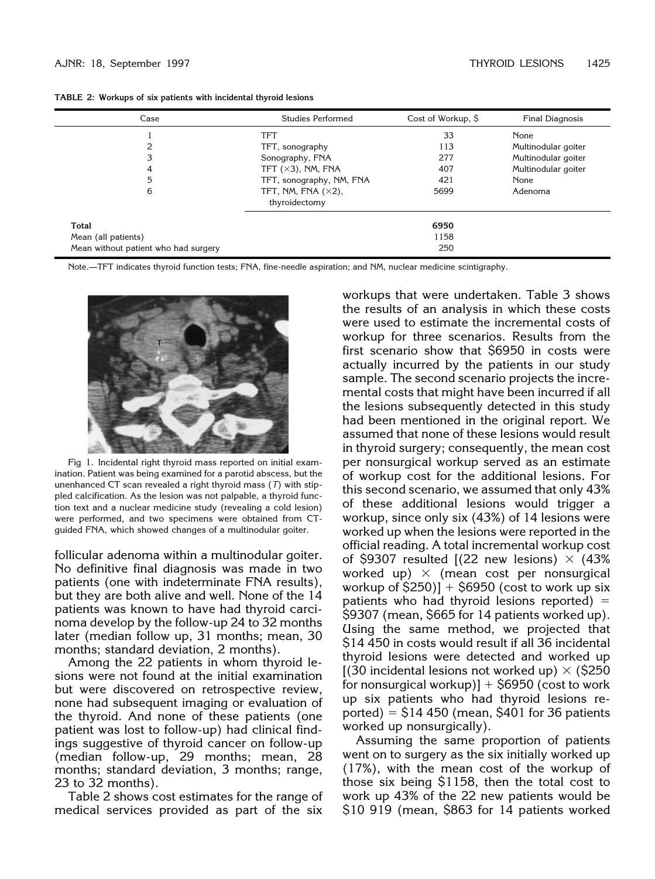**TABLE 2: Workups of six patients with incidental thyroid lesions**

| Case | Studies Performed | Cost of Workup, $ | Final Diagnosis |
|---|---|---|---|
| 1 | TFT | 33 | None |
| 2 | TFT, sonography | 113 | Multinodular goiter |
| 3 | Sonography, FNA | 277 | Multinodular goiter |
| 4 | TFT (×3), NM, FNA | 407 | Multinodular goiter |
| 5 | TFT, sonography, NM, FNA | 421 | None |
| 6 | TFT, NM, FNA (×2), thyroidectomy | 5699 | Adenoma |
| **Total** | | **6950** | |
| Mean (all patients) | | 1158 | |
| Mean without patient who had surgery | | 250 | |

Note.—TFT indicates thyroid function tests; FNA, fine-needle aspiration; and NM, nuclear medicine scintigraphy.

Fig 1. Incidental right thyroid mass reported on initial examination. Patient was being examined for a parotid abscess, but the unenhanced CT scan revealed a right thyroid mass (*T*) with stippled calcification. As the lesion was not palpable, a thyroid function text and a nuclear medicine study (revealing a cold lesion) were performed, and two specimens were obtained from CT-guided FNA, which showed changes of a multinodular goiter.

follicular adenoma within a multinodular goiter. No definitive final diagnosis was made in two patients (one with indeterminate FNA results), but they are both alive and well. None of the 14 patients was known to have had thyroid carcinoma develop by the follow-up 24 to 32 months later (median follow up, 31 months; mean, 30 months; standard deviation, 2 months).

Among the 22 patients in whom thyroid lesions were not found at the initial examination but were discovered on retrospective review, none had subsequent imaging or evaluation of the thyroid. And none of these patients (one patient was lost to follow-up) had clinical findings suggestive of thyroid cancer on follow-up (median follow-up, 29 months; mean, 28 months; standard deviation, 3 months; range, 23 to 32 months).

Table 2 shows cost estimates for the range of medical services provided as part of the six workups that were undertaken. Table 3 shows the results of an analysis in which these costs were used to estimate the incremental costs of workup for three scenarios. Results from the first scenario show that $6950 in costs were actually incurred by the patients in our study sample. The second scenario projects the incremental costs that might have been incurred if all the lesions subsequently detected in this study had been mentioned in the original report. We assumed that none of these lesions would result in thyroid surgery; consequently, the mean cost per nonsurgical workup served as an estimate of workup cost for the additional lesions. For this second scenario, we assumed that only 43% of these additional lesions would trigger a workup, since only six (43%) of 14 lesions were worked up when the lesions were reported in the official reading. A total incremental workup cost of $9307 resulted [(22 new lesions) × (43% worked up) × (mean cost per nonsurgical workup of $250)] + $6950 (cost to work up six patients who had thyroid lesions reported) = $9307 (mean, $665 for 14 patients worked up). Using the same method, we projected that $14 450 in costs would result if all 36 incidental thyroid lesions were detected and worked up [(30 incidental lesions not worked up) × ($250 for nonsurgical workup)] + $6950 (cost to work up six patients who had thyroid lesions reported) = $14 450 (mean, $401 for 36 patients worked up nonsurgically).

Assuming the same proportion of patients went on to surgery as the six initially worked up (17%), with the mean cost of the workup of those six being $1158, then the total cost to work up 43% of the 22 new patients would be $10 919 (mean, $863 for 14 patients worked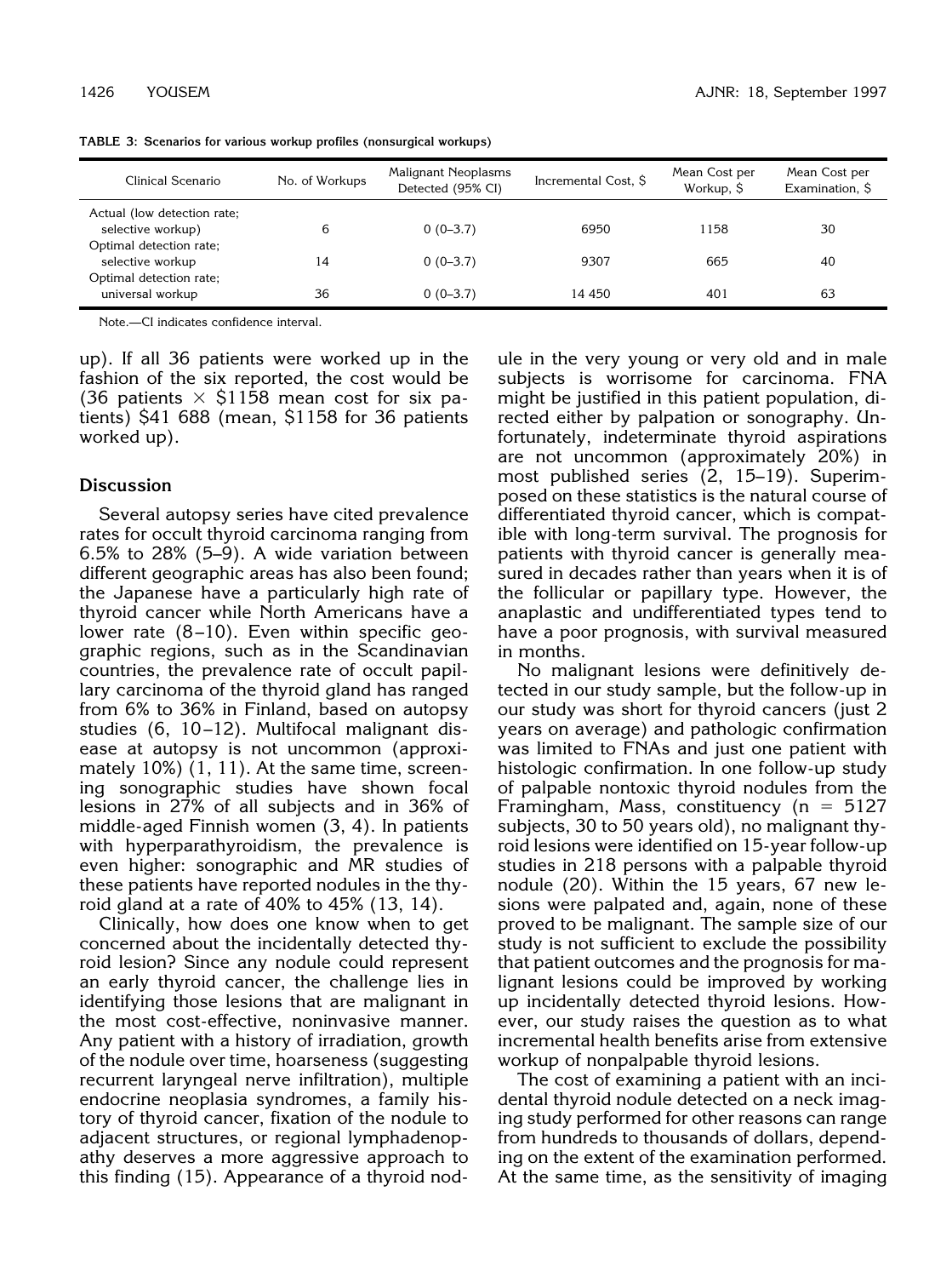**TABLE 3: Scenarios for various workup profiles (nonsurgical workups)**

| Clinical Scenario | No. of Workups | Malignant Neoplasms Detected (95% CI) | Incremental Cost, $ | Mean Cost per Workup, $ | Mean Cost per Examination, $ |
|---|---|---|---|---|---|
| Actual (low detection rate; selective workup) | 6 | 0 (0–3.7) | 6950 | 1158 | 30 |
| Optimal detection rate; selective workup | 14 | 0 (0–3.7) | 9307 | 665 | 40 |
| Optimal detection rate; universal workup | 36 | 0 (0–3.7) | 14 450 | 401 | 63 |

Note.—CI indicates confidence interval.

up). If all 36 patients were worked up in the fashion of the six reported, the cost would be (36 patients × $1158 mean cost for six patients) $41 688 (mean, $1158 for 36 patients worked up).

## Discussion

Several autopsy series have cited prevalence rates for occult thyroid carcinoma ranging from 6.5% to 28% (5–9). A wide variation between different geographic areas has also been found; the Japanese have a particularly high rate of thyroid cancer while North Americans have a lower rate (8–10). Even within specific geographic regions, such as in the Scandinavian countries, the prevalence rate of occult papillary carcinoma of the thyroid gland has ranged from 6% to 36% in Finland, based on autopsy studies (6, 10–12). Multifocal malignant disease at autopsy is not uncommon (approximately 10%) (1, 11). At the same time, screening sonographic studies have shown focal lesions in 27% of all subjects and in 36% of middle-aged Finnish women (3, 4). In patients with hyperparathyroidism, the prevalence is even higher: sonographic and MR studies of these patients have reported nodules in the thyroid gland at a rate of 40% to 45% (13, 14).

Clinically, how does one know when to get concerned about the incidentally detected thyroid lesion? Since any nodule could represent an early thyroid cancer, the challenge lies in identifying those lesions that are malignant in the most cost-effective, noninvasive manner. Any patient with a history of irradiation, growth of the nodule over time, hoarseness (suggesting recurrent laryngeal nerve infiltration), multiple endocrine neoplasia syndromes, a family history of thyroid cancer, fixation of the nodule to adjacent structures, or regional lymphadenopathy deserves a more aggressive approach to this finding (15). Appearance of a thyroid nodule in the very young or very old and in male subjects is worrisome for carcinoma. FNA might be justified in this patient population, directed either by palpation or sonography. Unfortunately, indeterminate thyroid aspirations are not uncommon (approximately 20%) in most published series (2, 15–19). Superimposed on these statistics is the natural course of differentiated thyroid cancer, which is compatible with long-term survival. The prognosis for patients with thyroid cancer is generally measured in decades rather than years when it is of the follicular or papillary type. However, the anaplastic and undifferentiated types tend to have a poor prognosis, with survival measured in months.

No malignant lesions were definitively detected in our study sample, but the follow-up in our study was short for thyroid cancers (just 2 years on average) and pathologic confirmation was limited to FNAs and just one patient with histologic confirmation. In one follow-up study of palpable nontoxic thyroid nodules from the Framingham, Mass, constituency (n = 5127 subjects, 30 to 50 years old), no malignant thyroid lesions were identified on 15-year follow-up studies in 218 persons with a palpable thyroid nodule (20). Within the 15 years, 67 new lesions were palpated and, again, none of these proved to be malignant. The sample size of our study is not sufficient to exclude the possibility that patient outcomes and the prognosis for malignant lesions could be improved by working up incidentally detected thyroid lesions. However, our study raises the question as to what incremental health benefits arise from extensive workup of nonpalpable thyroid lesions.

The cost of examining a patient with an incidental thyroid nodule detected on a neck imaging study performed for other reasons can range from hundreds to thousands of dollars, depending on the extent of the examination performed. At the same time, as the sensitivity of imaging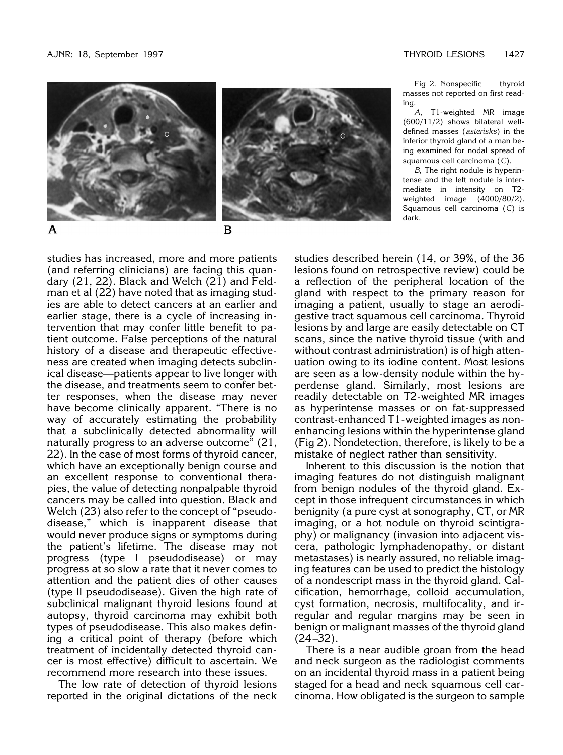Fig 2. Nonspecific thyroid masses not reported on first reading.

*A*, T1-weighted MR image (600/11/2) shows bilateral well-defined masses (*asterisks*) in the inferior thyroid gland of a man being examined for nodal spread of squamous cell carcinoma (*C*).

*B*, The right nodule is hyperintense and the left nodule is intermediate in intensity on T2-weighted image (4000/80/2). Squamous cell carcinoma (*C*) is dark.

studies has increased, more and more patients (and referring clinicians) are facing this quandary (21, 22). Black and Welch (21) and Feldman et al (22) have noted that as imaging studies are able to detect cancers at an earlier and earlier stage, there is a cycle of increasing intervention that may confer little benefit to patient outcome. False perceptions of the natural history of a disease and therapeutic effectiveness are created when imaging detects subclinical disease—patients appear to live longer with the disease, and treatments seem to confer better responses, when the disease may never have become clinically apparent. "There is no way of accurately estimating the probability that a subclinically detected abnormality will naturally progress to an adverse outcome" (21, 22). In the case of most forms of thyroid cancer, which have an exceptionally benign course and an excellent response to conventional therapies, the value of detecting nonpalpable thyroid cancers may be called into question. Black and Welch (23) also refer to the concept of "pseudodisease," which is inapparent disease that would never produce signs or symptoms during the patient's lifetime. The disease may not progress (type I pseudodisease) or may progress at so slow a rate that it never comes to attention and the patient dies of other causes (type II pseudodisease). Given the high rate of subclinical malignant thyroid lesions found at autopsy, thyroid carcinoma may exhibit both types of pseudodisease. This also makes defining a critical point of therapy (before which treatment of incidentally detected thyroid cancer is most effective) difficult to ascertain. We recommend more research into these issues.

The low rate of detection of thyroid lesions reported in the original dictations of the neck studies described herein (14, or 39%, of the 36 lesions found on retrospective review) could be a reflection of the peripheral location of the gland with respect to the primary reason for imaging a patient, usually to stage an aerodigestive tract squamous cell carcinoma. Thyroid lesions by and large are easily detectable on CT scans, since the native thyroid tissue (with and without contrast administration) is of high attenuation owing to its iodine content. Most lesions are seen as a low-density nodule within the hyperdense gland. Similarly, most lesions are readily detectable on T2-weighted MR images as hyperintense masses or on fat-suppressed contrast-enhanced T1-weighted images as nonenhancing lesions within the hyperintense gland (Fig 2). Nondetection, therefore, is likely to be a mistake of neglect rather than sensitivity.

Inherent to this discussion is the notion that imaging features do not distinguish malignant from benign nodules of the thyroid gland. Except in those infrequent circumstances in which benignity (a pure cyst at sonography, CT, or MR imaging, or a hot nodule on thyroid scintigraphy) or malignancy (invasion into adjacent viscera, pathologic lymphadenopathy, or distant metastases) is nearly assured, no reliable imaging features can be used to predict the histology of a nondescript mass in the thyroid gland. Calcification, hemorrhage, colloid accumulation, cyst formation, necrosis, multifocality, and irregular and regular margins may be seen in benign or malignant masses of the thyroid gland (24–32).

There is a near audible groan from the head and neck surgeon as the radiologist comments on an incidental thyroid mass in a patient being staged for a head and neck squamous cell carcinoma. How obligated is the surgeon to sample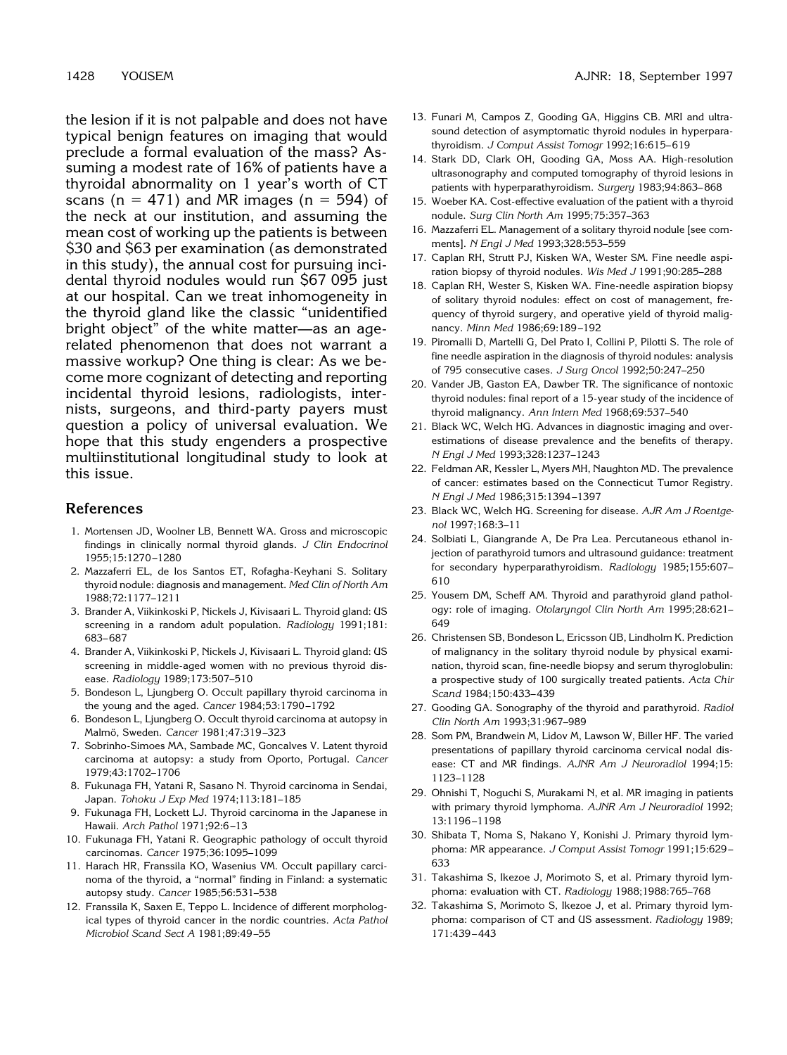the lesion if it is not palpable and does not have typical benign features on imaging that would preclude a formal evaluation of the mass? Assuming a modest rate of 16% of patients have a thyroidal abnormality on 1 year's worth of CT scans ($n = 471$) and MR images ($n = 594$) of the neck at our institution, and assuming the mean cost of working up the patients is between \$30 and \$63 per examination (as demonstrated in this study), the annual cost for pursuing incidental thyroid nodules would run \$67 095 just at our hospital. Can we treat inhomogeneity in the thyroid gland like the classic "unidentified bright object" of the white matter—as an age-related phenomenon that does not warrant a massive workup? One thing is clear: As we become more cognizant of detecting and reporting incidental thyroid lesions, radiologists, internists, surgeons, and third-party payers must question a policy of universal evaluation. We hope that this study engenders a prospective multiinstitutional longitudinal study to look at this issue.

## References

1. Mortensen JD, Woolner LB, Bennett WA. Gross and microscopic findings in clinically normal thyroid glands. *J Clin Endocrinol* 1955;15:1270–1280
2. Mazzaferri EL, de los Santos ET, Rofagha-Keyhani S. Solitary thyroid nodule: diagnosis and management. *Med Clin of North Am* 1988;72:1177–1211
3. Brander A, Viikinkoski P, Nickels J, Kivisaari L. Thyroid gland: US screening in a random adult population. *Radiology* 1991;181:683–687
4. Brander A, Viikinkoski P, Nickels J, Kivisaari L. Thyroid gland: US screening in middle-aged women with no previous thyroid disease. *Radiology* 1989;173:507–510
5. Bondeson L, Ljungberg O. Occult papillary thyroid carcinoma in the young and the aged. *Cancer* 1984;53:1790–1792
6. Bondeson L, Ljungberg O. Occult thyroid carcinoma at autopsy in Malmö, Sweden. *Cancer* 1981;47:319–323
7. Sobrinho-Simoes MA, Sambade MC, Goncalves V. Latent thyroid carcinoma at autopsy: a study from Oporto, Portugal. *Cancer* 1979;43:1702–1706
8. Fukunaga FH, Yatani R, Sasano N. Thyroid carcinoma in Sendai, Japan. *Tohoku J Exp Med* 1974;113:181–185
9. Fukunaga FH, Lockett LJ. Thyroid carcinoma in the Japanese in Hawaii. *Arch Pathol* 1971;92:6–13
10. Fukunaga FH, Yatani R. Geographic pathology of occult thyroid carcinomas. *Cancer* 1975;36:1095–1099
11. Harach HR, Franssila KO, Wasenius VM. Occult papillary carcinoma of the thyroid, a "normal" finding in Finland: a systematic autopsy study. *Cancer* 1985;56:531–538
12. Franssila K, Saxen E, Teppo L. Incidence of different morphological types of thyroid cancer in the nordic countries. *Acta Pathol Microbiol Scand Sect A* 1981;89:49–55
13. Funari M, Campos Z, Gooding GA, Higgins CB. MRI and ultrasound detection of asymptomatic thyroid nodules in hyperparathyroidism. *J Comput Assist Tomogr* 1992;16:615–619
14. Stark DD, Clark OH, Gooding GA, Moss AA. High-resolution ultrasonography and computed tomography of thyroid lesions in patients with hyperparathyroidism. *Surgery* 1983;94:863–868
15. Woeber KA. Cost-effective evaluation of the patient with a thyroid nodule. *Surg Clin North Am* 1995;75:357–363
16. Mazzaferri EL. Management of a solitary thyroid nodule [see comments]. *N Engl J Med* 1993;328:553–559
17. Caplan RH, Strutt PJ, Kisken WA, Wester SM. Fine needle aspiration biopsy of thyroid nodules. *Wis Med J* 1991;90:285–288
18. Caplan RH, Wester S, Kisken WA. Fine-needle aspiration biopsy of solitary thyroid nodules: effect on cost of management, frequency of thyroid surgery, and operative yield of thyroid malignancy. *Minn Med* 1986;69:189–192
19. Piromalli D, Martelli G, Del Prato I, Collini P, Pilotti S. The role of fine needle aspiration in the diagnosis of thyroid nodules: analysis of 795 consecutive cases. *J Surg Oncol* 1992;50:247–250
20. Vander JB, Gaston EA, Dawber TR. The significance of nontoxic thyroid nodules: final report of a 15-year study of the incidence of thyroid malignancy. *Ann Intern Med* 1968;69:537–540
21. Black WC, Welch HG. Advances in diagnostic imaging and overestimations of disease prevalence and the benefits of therapy. *N Engl J Med* 1993;328:1237–1243
22. Feldman AR, Kessler L, Myers MH, Naughton MD. The prevalence of cancer: estimates based on the Connecticut Tumor Registry. *N Engl J Med* 1986;315:1394–1397
23. Black WC, Welch HG. Screening for disease. *AJR Am J Roentgenol* 1997;168:3–11
24. Solbiati L, Giangrande A, De Pra Lea. Percutaneous ethanol injection of parathyroid tumors and ultrasound guidance: treatment for secondary hyperparathyroidism. *Radiology* 1985;155:607–610
25. Yousem DM, Scheff AM. Thyroid and parathyroid gland pathology: role of imaging. *Otolaryngol Clin North Am* 1995;28:621–649
26. Christensen SB, Bondeson L, Ericsson UB, Lindholm K. Prediction of malignancy in the solitary thyroid nodule by physical examination, thyroid scan, fine-needle biopsy and serum thyroglobulin: a prospective study of 100 surgically treated patients. *Acta Chir Scand* 1984;150:433–439
27. Gooding GA. Sonography of the thyroid and parathyroid. *Radiol Clin North Am* 1993;31:967–989
28. Som PM, Brandwein M, Lidov M, Lawson W, Biller HF. The varied presentations of papillary thyroid carcinoma cervical nodal disease: CT and MR findings. *AJNR Am J Neuroradiol* 1994;15:1123–1128
29. Ohnishi T, Noguchi S, Murakami N, et al. MR imaging in patients with primary thyroid lymphoma. *AJNR Am J Neuroradiol* 1992;13:1196–1198
30. Shibata T, Noma S, Nakano Y, Konishi J. Primary thyroid lymphoma: MR appearance. *J Comput Assist Tomogr* 1991;15:629–633
31. Takashima S, Ikezoe J, Morimoto S, et al. Primary thyroid lymphoma: evaluation with CT. *Radiology* 1988;168:765–768
32. Takashima S, Morimoto S, Ikezoe J, et al. Primary thyroid lymphoma: comparison of CT and US assessment. *Radiology* 1989;171:439–443